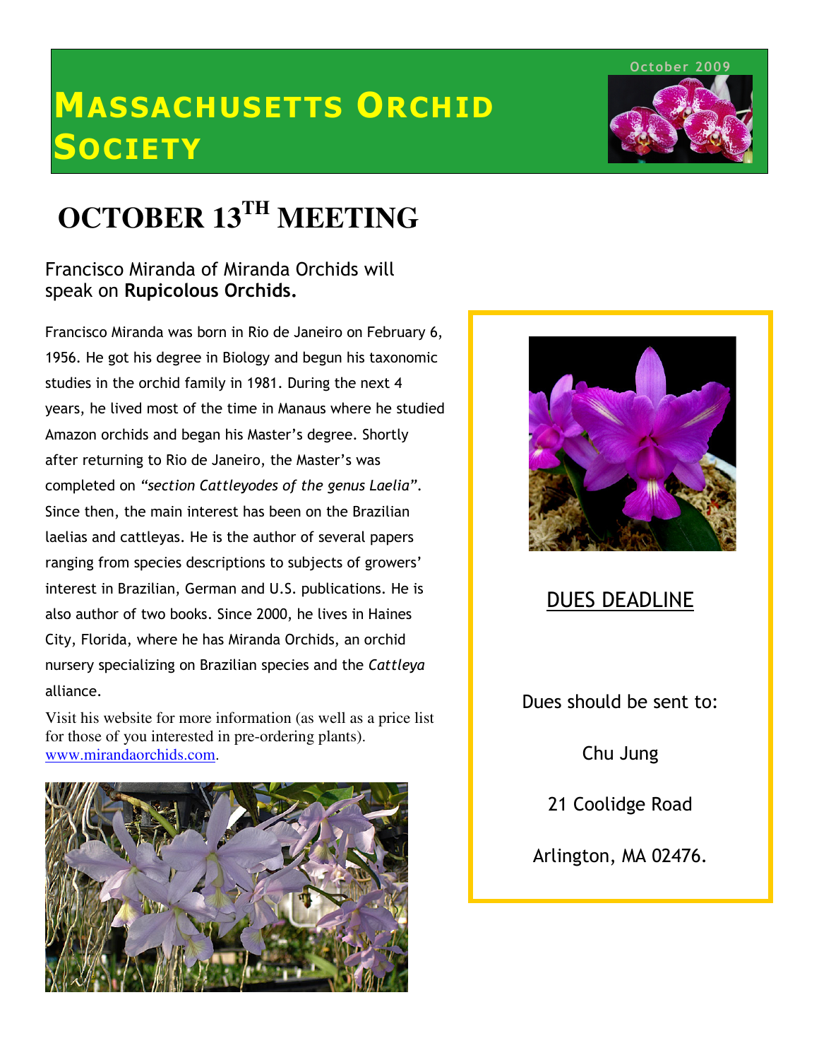October 2009

# MASSACHUSETTS ORCHID SOCIETY

# OCTOBER 13TH MEETING

## Francisco Miranda of Miranda Orchids will speak on **Rupicolous Orchids.**

Francisco Miranda was born in Rio de Janeiro on February 6, 1956. He got his degree in Biology and begun his taxonomic studies in the orchid family in 1981. During the next 4 years, he lived most of the time in Manaus where he studied Amazon orchids and began his Master's degree. Shortly after returning to Rio de Janeiro, the Master's was completed on *"section Cattleyodes of the genus Laelia"*. Since then, the main interest has been on the Brazilian laelias and cattleyas. He is the author of several papers ranging from species descriptions to subjects of growers' interest in Brazilian, German and U.S. publications. He is also author of two books. Since 2000, he lives in Haines City, Florida, where he has Miranda Orchids, an orchid nursery specializing on Brazilian species and the *Cattleya* alliance.

Visit his website for more information (as well as a price list for those of you interested in pre-ordering plants). www.mirandaorchids.com.

## DUES DEADLINE

Dues should be sent to:

Chu Jung

21 Coolidge Road

Arlington, MA 02476.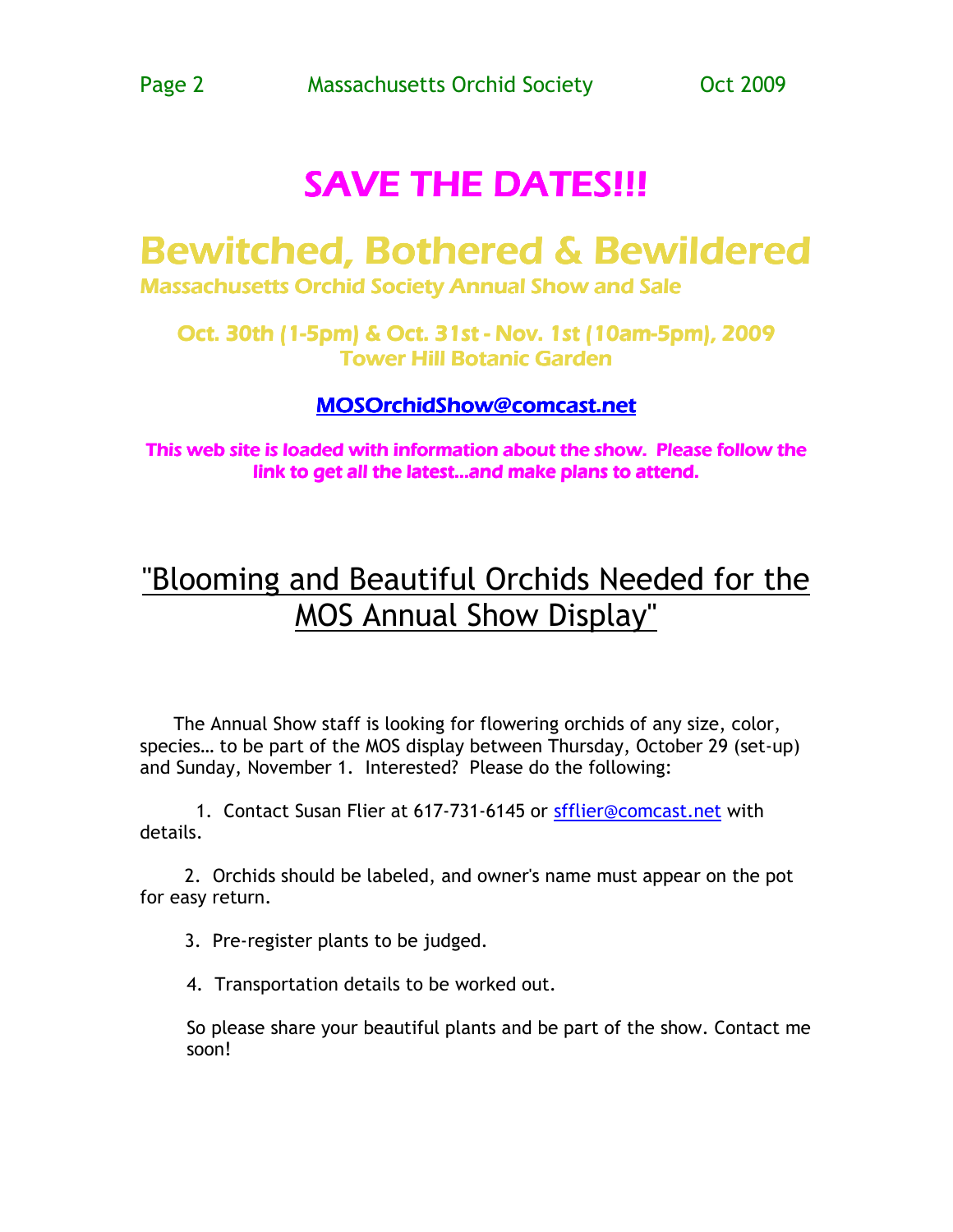# SAVE THE DATES!!!

# Bewitched, Bothered & Bewildered

**Massachusetts Orchid Society Annual Show and Sale**

**Oct. 30th (1-5pm) & Oct. 31st - Nov. 1st (10am-5pm), 2009**
**Tower Hill Botanic Garden**

**MOSOrchidShow@comcast.net**

**This web site is loaded with information about the show. Please follow the link to get all the latest...and make plans to attend.**

## "Blooming and Beautiful Orchids Needed for the MOS Annual Show Display"

The Annual Show staff is looking for flowering orchids of any size, color, species… to be part of the MOS display between Thursday, October 29 (set-up) and Sunday, November 1. Interested? Please do the following:

1. Contact Susan Flier at 617-731-6145 or sfflier@comcast.net with details.
2. Orchids should be labeled, and owner's name must appear on the pot for easy return.
3. Pre-register plants to be judged.
4. Transportation details to be worked out.

So please share your beautiful plants and be part of the show. Contact me soon!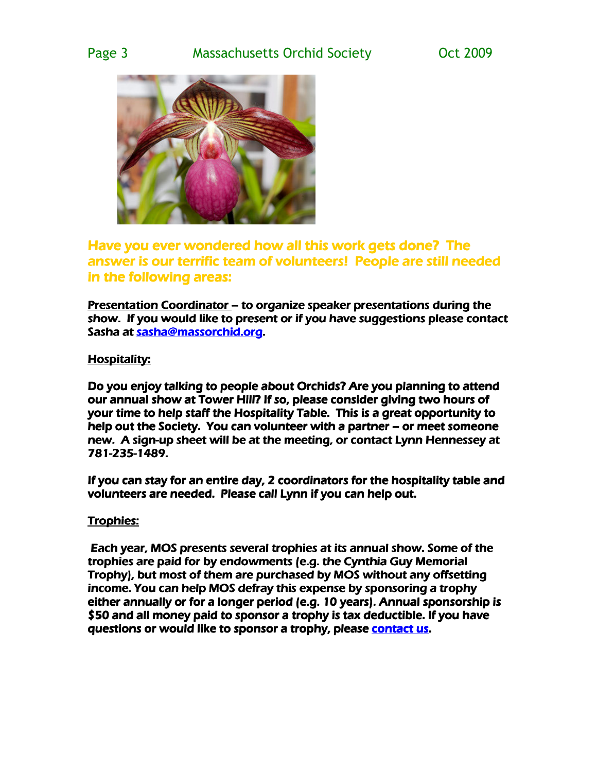**Have you ever wondered how all this work gets done? The answer is our terrific team of volunteers! People are still needed in the following areas:**

**Presentation Coordinator – to organize speaker presentations during the show. If you would like to present or if you have suggestions please contact Sasha at sasha@massorchid.org.**

**Hospitality:**

**Do you enjoy talking to people about Orchids? Are you planning to attend our annual show at Tower Hill? If so, please consider giving two hours of your time to help staff the Hospitality Table. This is a great opportunity to help out the Society. You can volunteer with a partner – or meet someone new. A sign-up sheet will be at the meeting, or contact Lynn Hennessey at 781-235-1489.**

**If you can stay for an entire day, 2 coordinators for the hospitality table and volunteers are needed. Please call Lynn if you can help out.**

**Trophies:**

**Each year, MOS presents several trophies at its annual show. Some of the trophies are paid for by endowments (e.g. the Cynthia Guy Memorial Trophy), but most of them are purchased by MOS without any offsetting income. You can help MOS defray this expense by sponsoring a trophy either annually or for a longer period (e.g. 10 years). Annual sponsorship is $50 and all money paid to sponsor a trophy is tax deductible. If you have questions or would like to sponsor a trophy, please contact us.**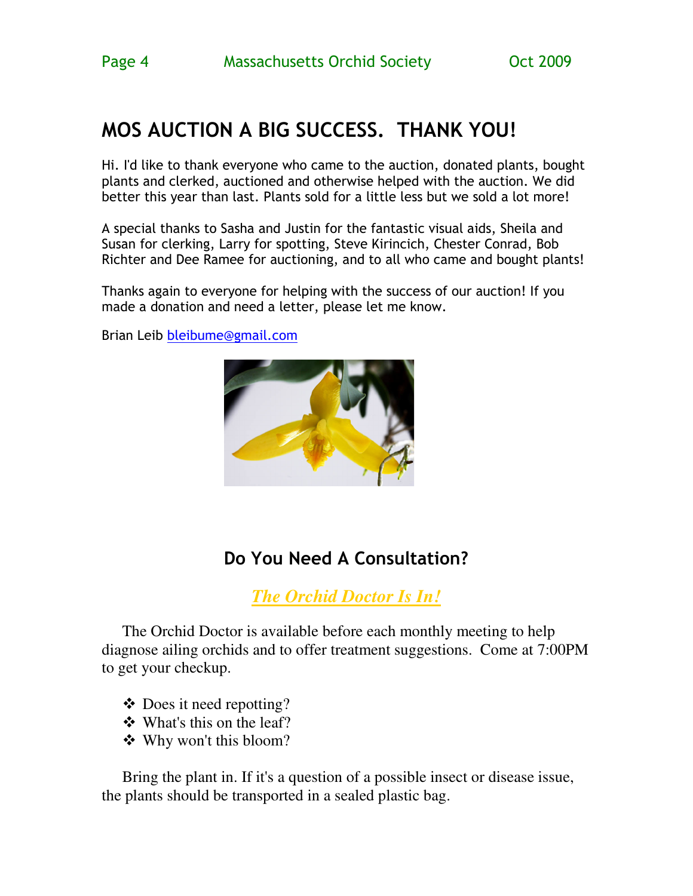## MOS AUCTION A BIG SUCCESS. THANK YOU!

Hi. I'd like to thank everyone who came to the auction, donated plants, bought plants and clerked, auctioned and otherwise helped with the auction. We did better this year than last. Plants sold for a little less but we sold a lot more!

A special thanks to Sasha and Justin for the fantastic visual aids, Sheila and Susan for clerking, Larry for spotting, Steve Kirincich, Chester Conrad, Bob Richter and Dee Ramee for auctioning, and to all who came and bought plants!

Thanks again to everyone for helping with the success of our auction! If you made a donation and need a letter, please let me know.

Brian Leib bleibume@gmail.com

### Do You Need A Consultation?

***The Orchid Doctor Is In!***

The Orchid Doctor is available before each monthly meeting to help diagnose ailing orchids and to offer treatment suggestions. Come at 7:00PM to get your checkup.

- Does it need repotting?
- What's this on the leaf?
- Why won't this bloom?

Bring the plant in. If it's a question of a possible insect or disease issue, the plants should be transported in a sealed plastic bag.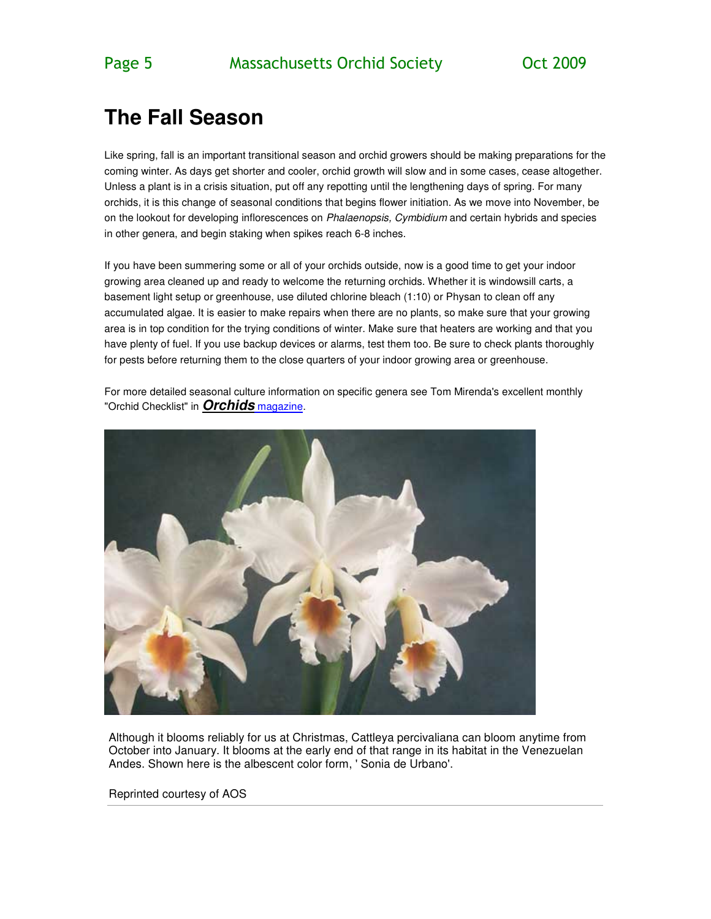# The Fall Season

Like spring, fall is an important transitional season and orchid growers should be making preparations for the coming winter. As days get shorter and cooler, orchid growth will slow and in some cases, cease altogether. Unless a plant is in a crisis situation, put off any repotting until the lengthening days of spring. For many orchids, it is this change of seasonal conditions that begins flower initiation. As we move into November, be on the lookout for developing inflorescences on *Phalaenopsis, Cymbidium* and certain hybrids and species in other genera, and begin staking when spikes reach 6-8 inches.

If you have been summering some or all of your orchids outside, now is a good time to get your indoor growing area cleaned up and ready to welcome the returning orchids. Whether it is windowsill carts, a basement light setup or greenhouse, use diluted chlorine bleach (1:10) or Physan to clean off any accumulated algae. It is easier to make repairs when there are no plants, so make sure that your growing area is in top condition for the trying conditions of winter. Make sure that heaters are working and that you have plenty of fuel. If you use backup devices or alarms, test them too. Be sure to check plants thoroughly for pests before returning them to the close quarters of your indoor growing area or greenhouse.

For more detailed seasonal culture information on specific genera see Tom Mirenda's excellent monthly "Orchid Checklist" in ***Orchids*** magazine.

Although it blooms reliably for us at Christmas, Cattleya percivaliana can bloom anytime from October into January. It blooms at the early end of that range in its habitat in the Venezuelan Andes. Shown here is the albescent color form, ' Sonia de Urbano'.

Reprinted courtesy of AOS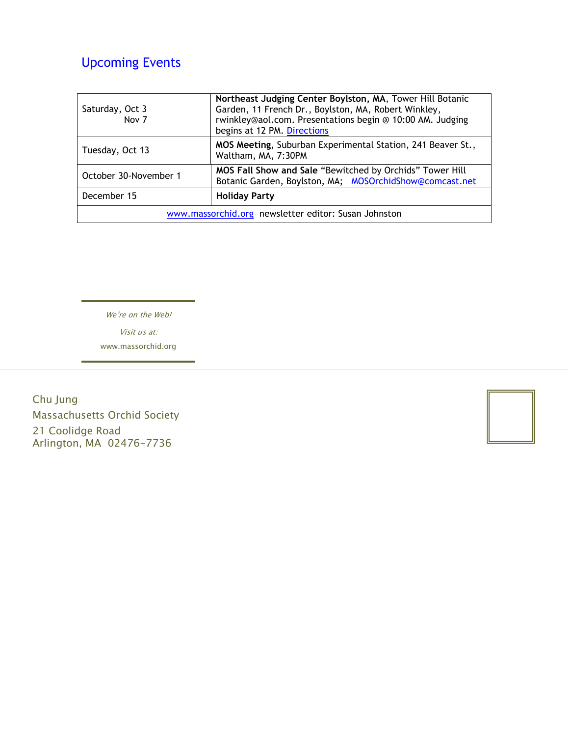## Upcoming Events

| | |
|---|---|
| Saturday, Oct 3<br>Nov 7 | **Northeast Judging Center Boylston, MA**, Tower Hill Botanic Garden, 11 French Dr., Boylston, MA, Robert Winkley, rwinkley@aol.com. Presentations begin @ 10:00 AM. Judging begins at 12 PM. Directions |
| Tuesday, Oct 13 | **MOS Meeting**, Suburban Experimental Station, 241 Beaver St., Waltham, MA, 7:30PM |
| October 30-November 1 | **MOS Fall Show and Sale** "Bewitched by Orchids" Tower Hill Botanic Garden, Boylston, MA; MOSOrchidShow@comcast.net |
| December 15 | **Holiday Party** |
| www.massorchid.org newsletter editor: Susan Johnston | |

*We're on the Web!*

*Visit us at:*

www.massorchid.org

Chu Jung
Massachusetts Orchid Society
21 Coolidge Road
Arlington, MA 02476-7736